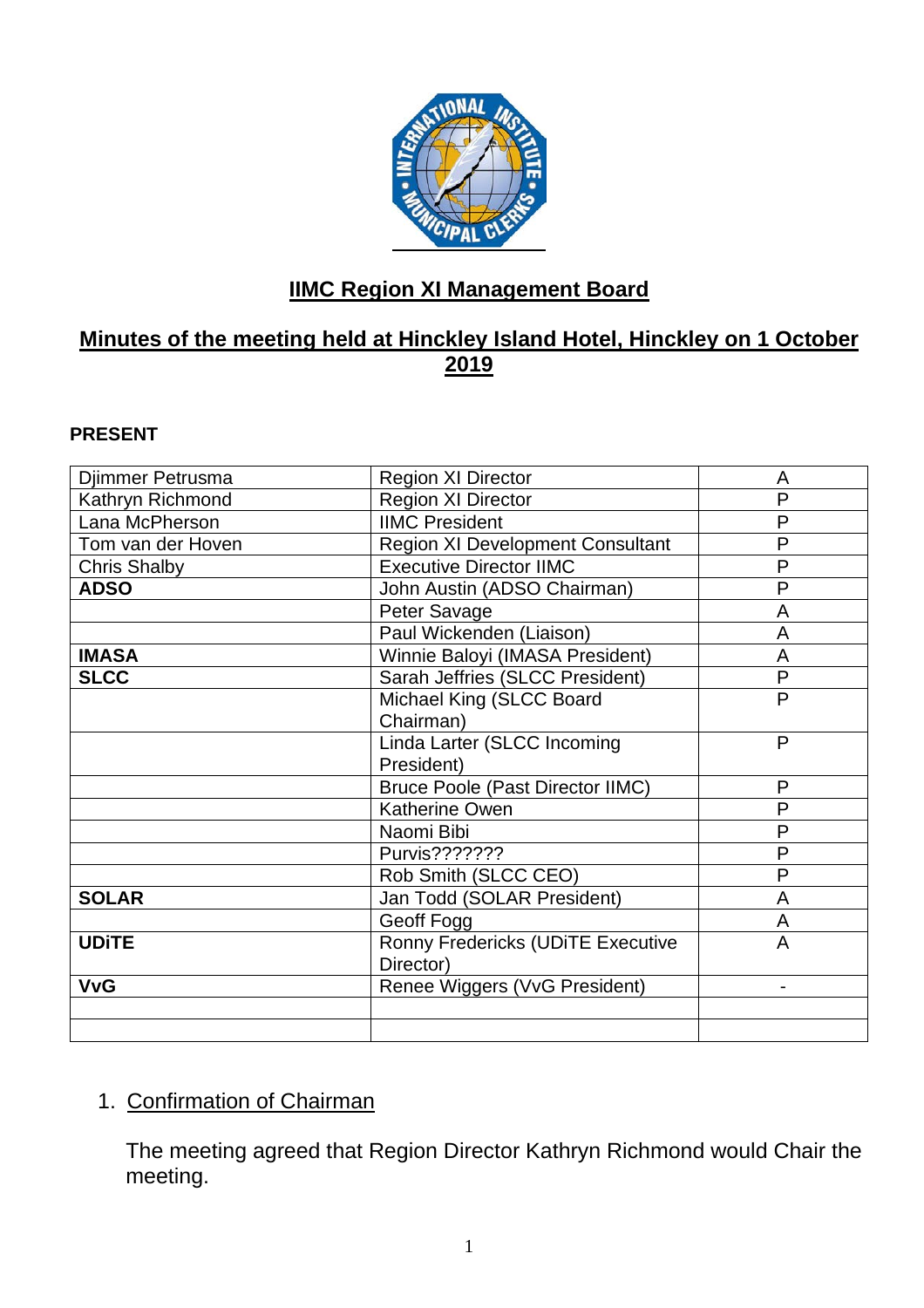# IIMC Region XI Management Board

## Minutes of the meeting held at Hinckley Island Hotel, Hinckley on 1 October 2019

**PRESENT**

| | | |
|---|---|---|
| Djimmer Petrusma | Region XI Director | A |
| Kathryn Richmond | Region XI Director | P |
| Lana McPherson | IIMC President | P |
| Tom van der Hoven | Region XI Development Consultant | P |
| Chris Shalby | Executive Director IIMC | P |
| **ADSO** | John Austin (ADSO Chairman) | P |
| | Peter Savage | A |
| | Paul Wickenden (Liaison) | A |
| **IMASA** | Winnie Baloyi (IMASA President) | A |
| **SLCC** | Sarah Jeffries (SLCC President) | P |
| | Michael King (SLCC Board Chairman) | P |
| | Linda Larter (SLCC Incoming President) | P |
| | Bruce Poole (Past Director IIMC) | P |
| | Katherine Owen | P |
| | Naomi Bibi | P |
| | Purvis??????? | P |
| | Rob Smith (SLCC CEO) | P |
| **SOLAR** | Jan Todd (SOLAR President) | A |
| | Geoff Fogg | A |
| **UDiTE** | Ronny Fredericks (UDiTE Executive Director) | A |
| **VvG** | Renee Wiggers (VvG President) | - |
| | | |
| | | |

1. Confirmation of Chairman

   The meeting agreed that Region Director Kathryn Richmond would Chair the meeting.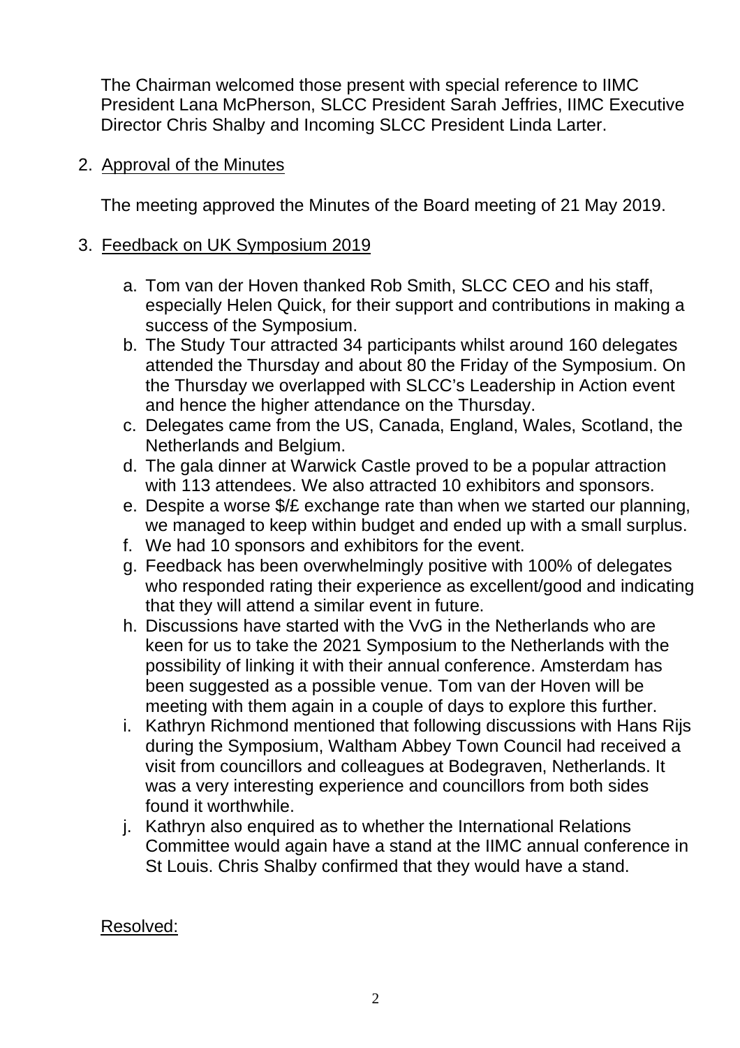The Chairman welcomed those present with special reference to IIMC President Lana McPherson, SLCC President Sarah Jeffries, IIMC Executive Director Chris Shalby and Incoming SLCC President Linda Larter.

2. <u>Approval of the Minutes</u>

   The meeting approved the Minutes of the Board meeting of 21 May 2019.

3. <u>Feedback on UK Symposium 2019</u>

   a. Tom van der Hoven thanked Rob Smith, SLCC CEO and his staff, especially Helen Quick, for their support and contributions in making a success of the Symposium.
   b. The Study Tour attracted 34 participants whilst around 160 delegates attended the Thursday and about 80 the Friday of the Symposium. On the Thursday we overlapped with SLCC's Leadership in Action event and hence the higher attendance on the Thursday.
   c. Delegates came from the US, Canada, England, Wales, Scotland, the Netherlands and Belgium.
   d. The gala dinner at Warwick Castle proved to be a popular attraction with 113 attendees. We also attracted 10 exhibitors and sponsors.
   e. Despite a worse $/£ exchange rate than when we started our planning, we managed to keep within budget and ended up with a small surplus.
   f. We had 10 sponsors and exhibitors for the event.
   g. Feedback has been overwhelmingly positive with 100% of delegates who responded rating their experience as excellent/good and indicating that they will attend a similar event in future.
   h. Discussions have started with the VvG in the Netherlands who are keen for us to take the 2021 Symposium to the Netherlands with the possibility of linking it with their annual conference. Amsterdam has been suggested as a possible venue. Tom van der Hoven will be meeting with them again in a couple of days to explore this further.
   i. Kathryn Richmond mentioned that following discussions with Hans Rijs during the Symposium, Waltham Abbey Town Council had received a visit from councillors and colleagues at Bodegraven, Netherlands. It was a very interesting experience and councillors from both sides found it worthwhile.
   j. Kathryn also enquired as to whether the International Relations Committee would again have a stand at the IIMC annual conference in St Louis. Chris Shalby confirmed that they would have a stand.

<u>Resolved:</u>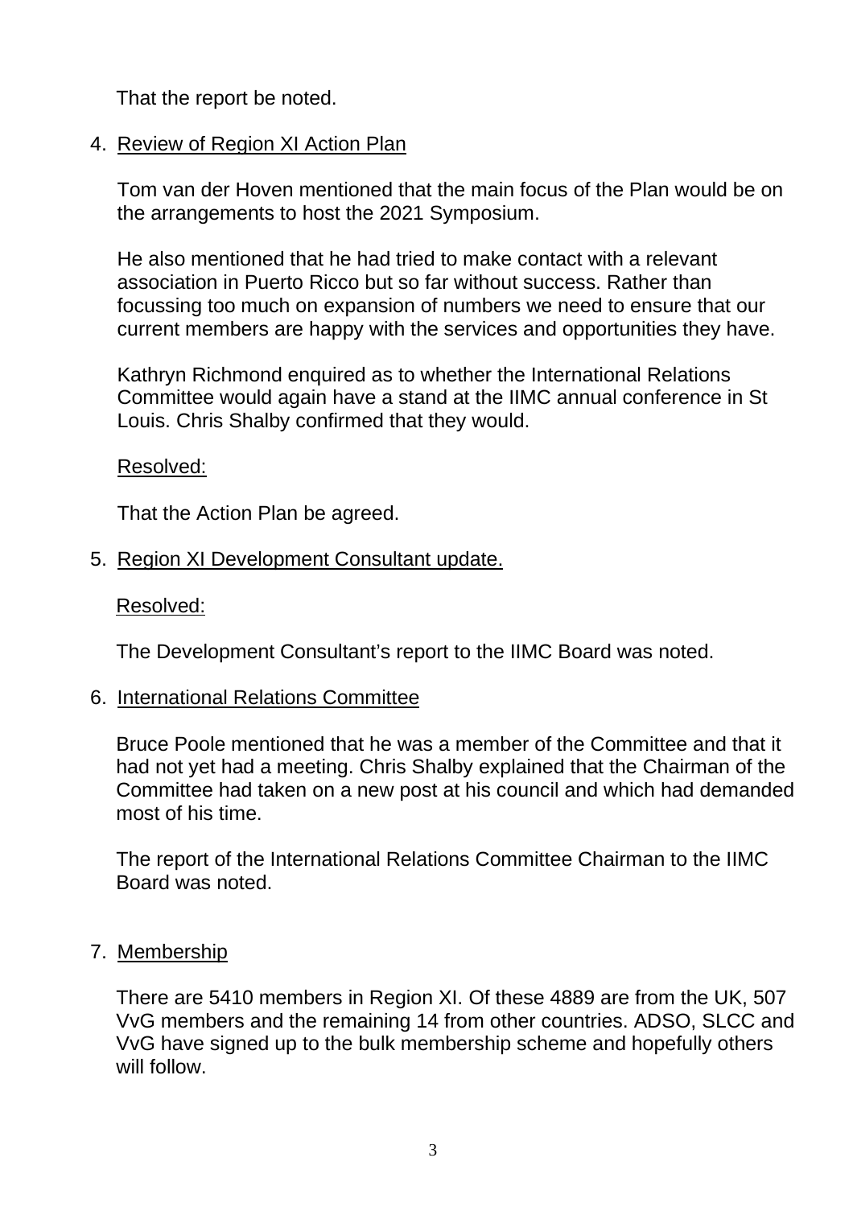That the report be noted.

4. Review of Region XI Action Plan

   Tom van der Hoven mentioned that the main focus of the Plan would be on the arrangements to host the 2021 Symposium.

   He also mentioned that he had tried to make contact with a relevant association in Puerto Ricco but so far without success. Rather than focussing too much on expansion of numbers we need to ensure that our current members are happy with the services and opportunities they have.

   Kathryn Richmond enquired as to whether the International Relations Committee would again have a stand at the IIMC annual conference in St Louis. Chris Shalby confirmed that they would.

   Resolved:

   That the Action Plan be agreed.

5. Region XI Development Consultant update.

   Resolved:

   The Development Consultant's report to the IIMC Board was noted.

6. International Relations Committee

   Bruce Poole mentioned that he was a member of the Committee and that it had not yet had a meeting. Chris Shalby explained that the Chairman of the Committee had taken on a new post at his council and which had demanded most of his time.

   The report of the International Relations Committee Chairman to the IIMC Board was noted.

7. Membership

   There are 5410 members in Region XI. Of these 4889 are from the UK, 507 VvG members and the remaining 14 from other countries. ADSO, SLCC and VvG have signed up to the bulk membership scheme and hopefully others will follow.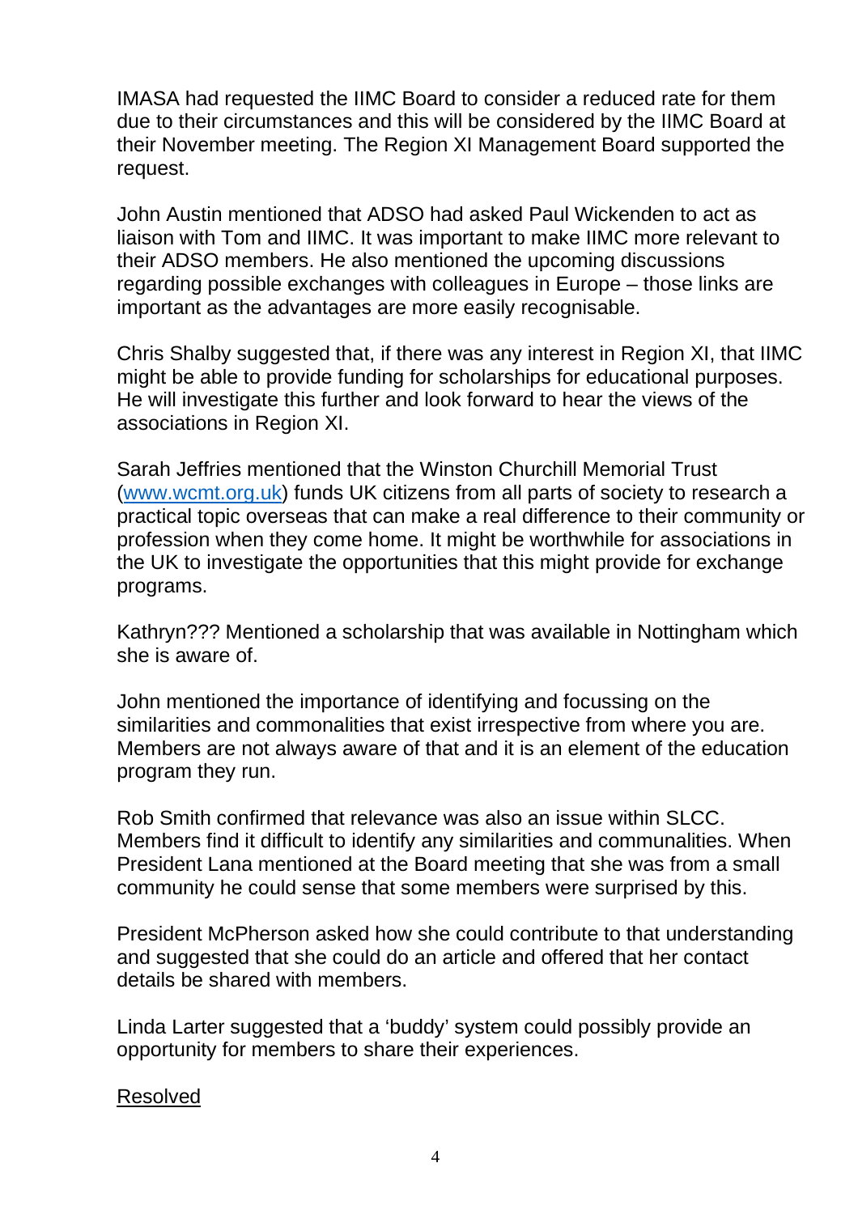IMASA had requested the IIMC Board to consider a reduced rate for them due to their circumstances and this will be considered by the IIMC Board at their November meeting. The Region XI Management Board supported the request.

John Austin mentioned that ADSO had asked Paul Wickenden to act as liaison with Tom and IIMC. It was important to make IIMC more relevant to their ADSO members. He also mentioned the upcoming discussions regarding possible exchanges with colleagues in Europe – those links are important as the advantages are more easily recognisable.

Chris Shalby suggested that, if there was any interest in Region XI, that IIMC might be able to provide funding for scholarships for educational purposes. He will investigate this further and look forward to hear the views of the associations in Region XI.

Sarah Jeffries mentioned that the Winston Churchill Memorial Trust ([www.wcmt.org.uk](http://www.wcmt.org.uk)) funds UK citizens from all parts of society to research a practical topic overseas that can make a real difference to their community or profession when they come home. It might be worthwhile for associations in the UK to investigate the opportunities that this might provide for exchange programs.

Kathryn??? Mentioned a scholarship that was available in Nottingham which she is aware of.

John mentioned the importance of identifying and focussing on the similarities and commonalities that exist irrespective from where you are. Members are not always aware of that and it is an element of the education program they run.

Rob Smith confirmed that relevance was also an issue within SLCC. Members find it difficult to identify any similarities and communalities. When President Lana mentioned at the Board meeting that she was from a small community he could sense that some members were surprised by this.

President McPherson asked how she could contribute to that understanding and suggested that she could do an article and offered that her contact details be shared with members.

Linda Larter suggested that a 'buddy' system could possibly provide an opportunity for members to share their experiences.

<u>Resolved</u>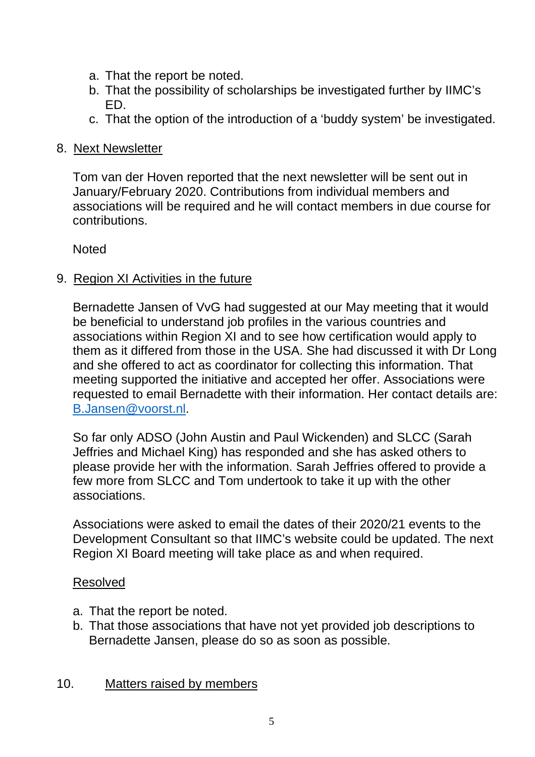a. That the report be noted.
b. That the possibility of scholarships be investigated further by IIMC's ED.
c. That the option of the introduction of a 'buddy system' be investigated.

8. Next Newsletter

Tom van der Hoven reported that the next newsletter will be sent out in January/February 2020. Contributions from individual members and associations will be required and he will contact members in due course for contributions.

Noted

9. Region XI Activities in the future

Bernadette Jansen of VvG had suggested at our May meeting that it would be beneficial to understand job profiles in the various countries and associations within Region XI and to see how certification would apply to them as it differed from those in the USA. She had discussed it with Dr Long and she offered to act as coordinator for collecting this information. That meeting supported the initiative and accepted her offer. Associations were requested to email Bernadette with their information. Her contact details are: B.Jansen@voorst.nl.

So far only ADSO (John Austin and Paul Wickenden) and SLCC (Sarah Jeffries and Michael King) has responded and she has asked others to please provide her with the information. Sarah Jeffries offered to provide a few more from SLCC and Tom undertook to take it up with the other associations.

Associations were asked to email the dates of their 2020/21 events to the Development Consultant so that IIMC's website could be updated. The next Region XI Board meeting will take place as and when required.

Resolved

a. That the report be noted.
b. That those associations that have not yet provided job descriptions to Bernadette Jansen, please do so as soon as possible.

10. Matters raised by members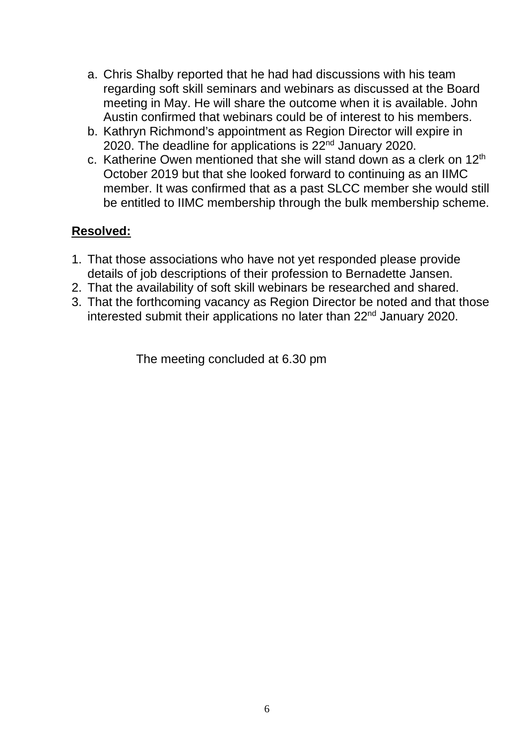a. Chris Shalby reported that he had had discussions with his team regarding soft skill seminars and webinars as discussed at the Board meeting in May. He will share the outcome when it is available. John Austin confirmed that webinars could be of interest to his members.
b. Kathryn Richmond's appointment as Region Director will expire in 2020. The deadline for applications is 22nd January 2020.
c. Katherine Owen mentioned that she will stand down as a clerk on 12th October 2019 but that she looked forward to continuing as an IIMC member. It was confirmed that as a past SLCC member she would still be entitled to IIMC membership through the bulk membership scheme.

**Resolved:**

1. That those associations who have not yet responded please provide details of job descriptions of their profession to Bernadette Jansen.
2. That the availability of soft skill webinars be researched and shared.
3. That the forthcoming vacancy as Region Director be noted and that those interested submit their applications no later than 22nd January 2020.

The meeting concluded at 6.30 pm